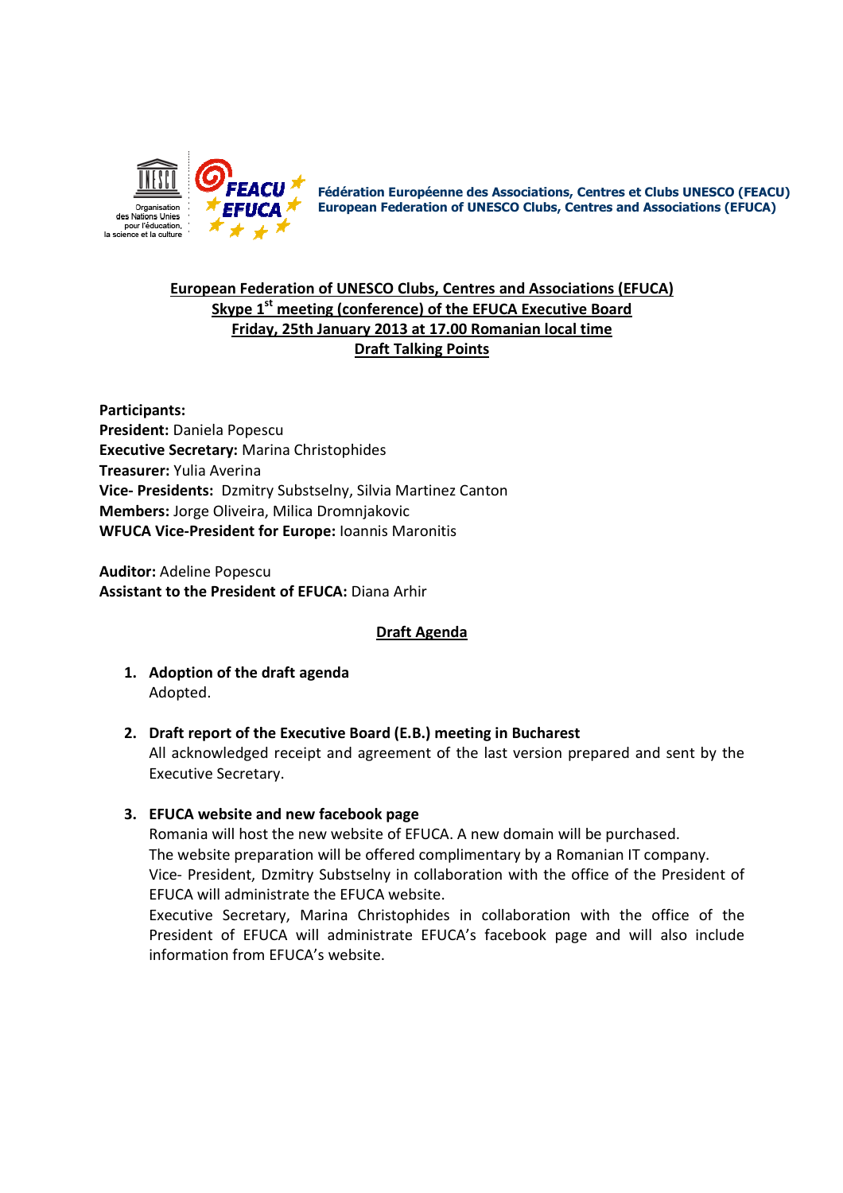Fédération Européenne des Associations, Centres et Clubs UNESCO (FEACU)
European Federation of UNESCO Clubs, Centres and Associations (EFUCA)

**European Federation of UNESCO Clubs, Centres and Associations (EFUCA)**
**Skype 1st meeting (conference) of the EFUCA Executive Board**
**Friday, 25th January 2013 at 17.00 Romanian local time**
**Draft Talking Points**

**Participants:**
**President:** Daniela Popescu
**Executive Secretary:** Marina Christophides
**Treasurer:** Yulia Averina
**Vice- Presidents:** Dzmitry Substselny, Silvia Martinez Canton
**Members:** Jorge Oliveira, Milica Dromnjakovic
**WFUCA Vice-President for Europe:** Ioannis Maronitis

**Auditor:** Adeline Popescu
**Assistant to the President of EFUCA:** Diana Arhir

## Draft Agenda

1. **Adoption of the draft agenda**
   Adopted.

2. **Draft report of the Executive Board (E.B.) meeting in Bucharest**
   All acknowledged receipt and agreement of the last version prepared and sent by the Executive Secretary.

3. **EFUCA website and new facebook page**
   Romania will host the new website of EFUCA. A new domain will be purchased.
   The website preparation will be offered complimentary by a Romanian IT company.
   Vice- President, Dzmitry Substselny in collaboration with the office of the President of EFUCA will administrate the EFUCA website.
   Executive Secretary, Marina Christophides in collaboration with the office of the President of EFUCA will administrate EFUCA's facebook page and will also include information from EFUCA's website.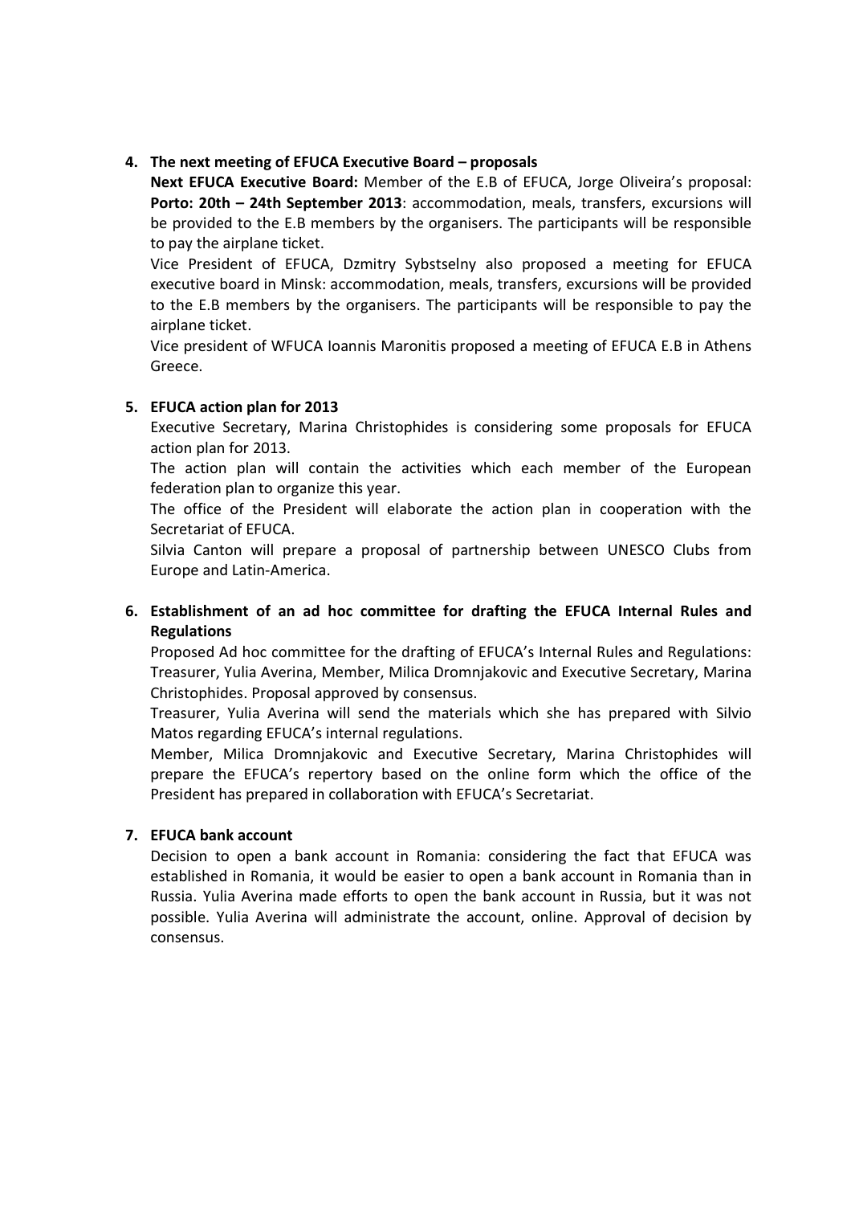4. **The next meeting of EFUCA Executive Board – proposals**

   **Next EFUCA Executive Board:** Member of the E.B of EFUCA, Jorge Oliveira's proposal: **Porto: 20th – 24th September 2013**: accommodation, meals, transfers, excursions will be provided to the E.B members by the organisers. The participants will be responsible to pay the airplane ticket.

   Vice President of EFUCA, Dzmitry Sybstselny also proposed a meeting for EFUCA executive board in Minsk: accommodation, meals, transfers, excursions will be provided to the E.B members by the organisers. The participants will be responsible to pay the airplane ticket.

   Vice president of WFUCA Ioannis Maronitis proposed a meeting of EFUCA E.B in Athens Greece.

5. **EFUCA action plan for 2013**

   Executive Secretary, Marina Christophides is considering some proposals for EFUCA action plan for 2013.

   The action plan will contain the activities which each member of the European federation plan to organize this year.

   The office of the President will elaborate the action plan in cooperation with the Secretariat of EFUCA.

   Silvia Canton will prepare a proposal of partnership between UNESCO Clubs from Europe and Latin-America.

6. **Establishment of an ad hoc committee for drafting the EFUCA Internal Rules and Regulations**

   Proposed Ad hoc committee for the drafting of EFUCA's Internal Rules and Regulations: Treasurer, Yulia Averina, Member, Milica Dromnjakovic and Executive Secretary, Marina Christophides. Proposal approved by consensus.

   Treasurer, Yulia Averina will send the materials which she has prepared with Silvio Matos regarding EFUCA's internal regulations.

   Member, Milica Dromnjakovic and Executive Secretary, Marina Christophides will prepare the EFUCA's repertory based on the online form which the office of the President has prepared in collaboration with EFUCA's Secretariat.

7. **EFUCA bank account**

   Decision to open a bank account in Romania: considering the fact that EFUCA was established in Romania, it would be easier to open a bank account in Romania than in Russia. Yulia Averina made efforts to open the bank account in Russia, but it was not possible. Yulia Averina will administrate the account, online. Approval of decision by consensus.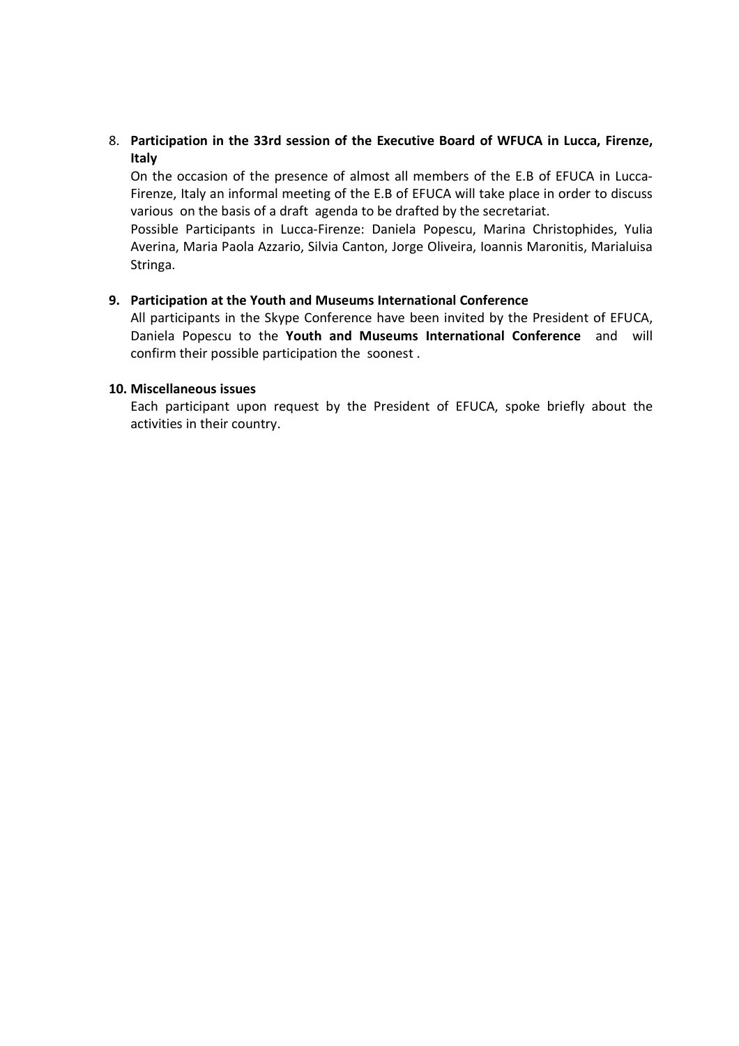8. **Participation in the 33rd session of the Executive Board of WFUCA in Lucca, Firenze, Italy**

   On the occasion of the presence of almost all members of the E.B of EFUCA in Lucca-Firenze, Italy an informal meeting of the E.B of EFUCA will take place in order to discuss various on the basis of a draft agenda to be drafted by the secretariat.

   Possible Participants in Lucca-Firenze: Daniela Popescu, Marina Christophides, Yulia Averina, Maria Paola Azzario, Silvia Canton, Jorge Oliveira, Ioannis Maronitis, Marialuisa Stringa.

9. **Participation at the Youth and Museums International Conference**

   All participants in the Skype Conference have been invited by the President of EFUCA, Daniela Popescu to the **Youth and Museums International Conference** and will confirm their possible participation the soonest .

10. **Miscellaneous issues**

    Each participant upon request by the President of EFUCA, spoke briefly about the activities in their country.